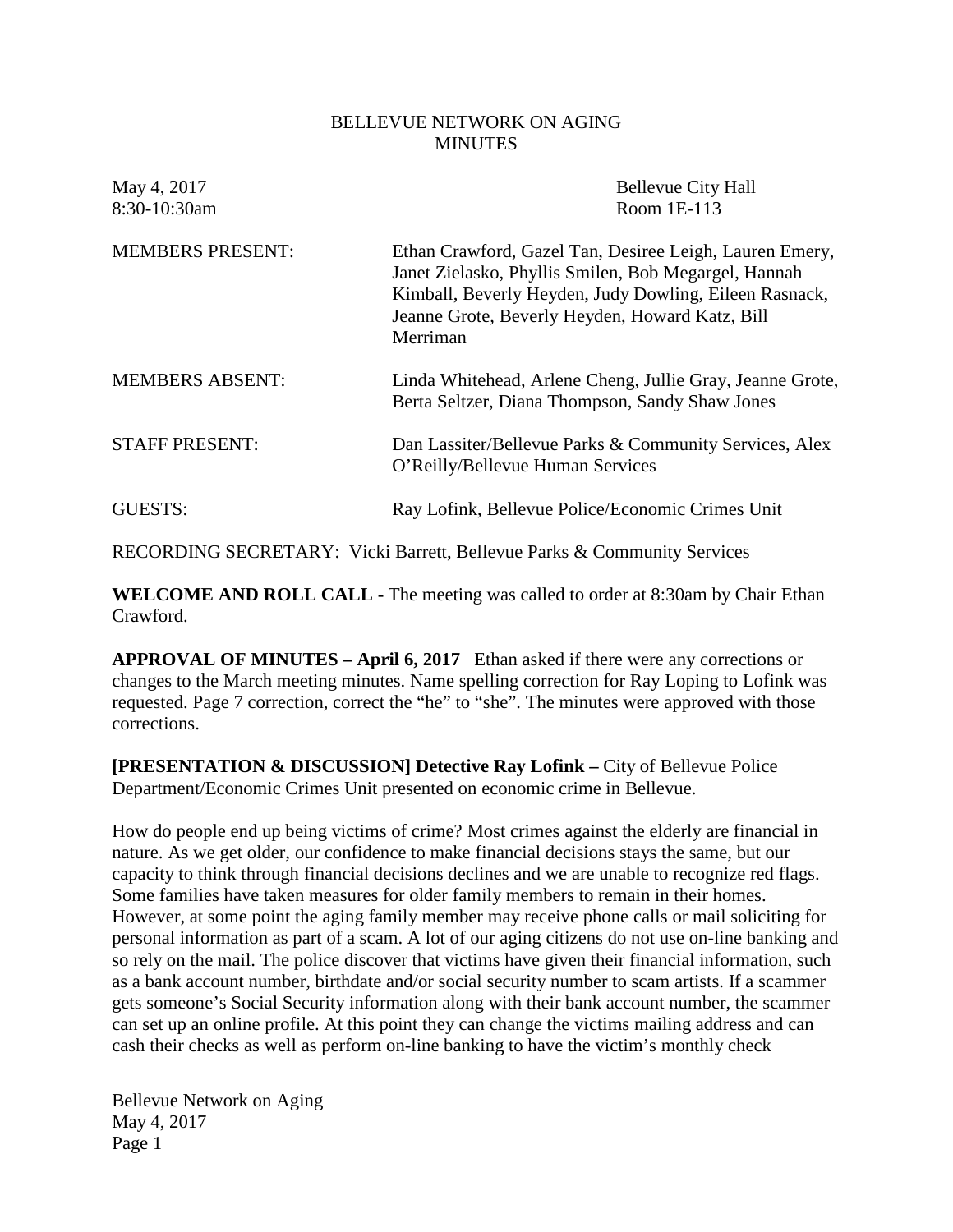BELLEVUE NETWORK ON AGING
MINUTES

May 4, 2017
8:30-10:30am

Bellevue City Hall
Room 1E-113

MEMBERS PRESENT: Ethan Crawford, Gazel Tan, Desiree Leigh, Lauren Emery, Janet Zielasko, Phyllis Smilen, Bob Megargel, Hannah Kimball, Beverly Heyden, Judy Dowling, Eileen Rasnack, Jeanne Grote, Beverly Heyden, Howard Katz, Bill Merriman

MEMBERS ABSENT: Linda Whitehead, Arlene Cheng, Jullie Gray, Jeanne Grote, Berta Seltzer, Diana Thompson, Sandy Shaw Jones

STAFF PRESENT: Dan Lassiter/Bellevue Parks & Community Services, Alex O'Reilly/Bellevue Human Services

GUESTS: Ray Lofink, Bellevue Police/Economic Crimes Unit

RECORDING SECRETARY: Vicki Barrett, Bellevue Parks & Community Services

**WELCOME AND ROLL CALL -** The meeting was called to order at 8:30am by Chair Ethan Crawford.

**APPROVAL OF MINUTES – April 6, 2017** Ethan asked if there were any corrections or changes to the March meeting minutes. Name spelling correction for Ray Loping to Lofink was requested. Page 7 correction, correct the "he" to "she". The minutes were approved with those corrections.

**[PRESENTATION & DISCUSSION] Detective Ray Lofink –** City of Bellevue Police Department/Economic Crimes Unit presented on economic crime in Bellevue.

How do people end up being victims of crime? Most crimes against the elderly are financial in nature. As we get older, our confidence to make financial decisions stays the same, but our capacity to think through financial decisions declines and we are unable to recognize red flags. Some families have taken measures for older family members to remain in their homes. However, at some point the aging family member may receive phone calls or mail soliciting for personal information as part of a scam. A lot of our aging citizens do not use on-line banking and so rely on the mail. The police discover that victims have given their financial information, such as a bank account number, birthdate and/or social security number to scam artists. If a scammer gets someone's Social Security information along with their bank account number, the scammer can set up an online profile. At this point they can change the victims mailing address and can cash their checks as well as perform on-line banking to have the victim's monthly check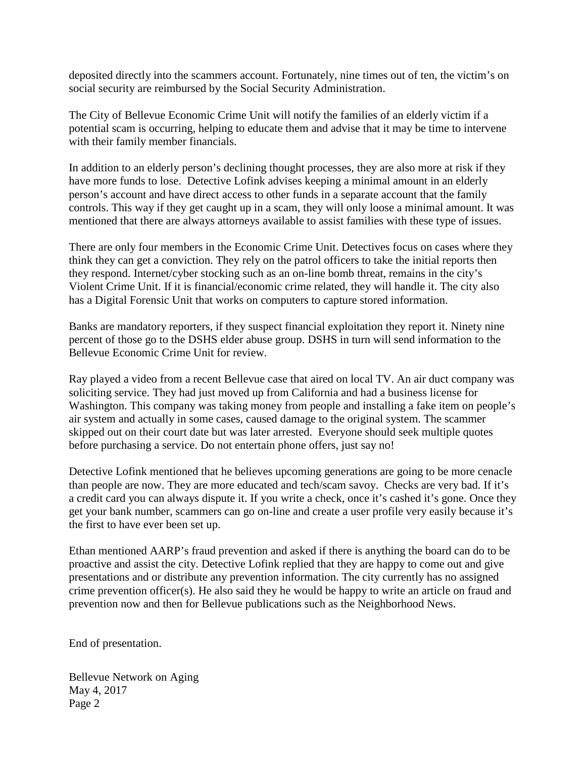deposited directly into the scammers account. Fortunately, nine times out of ten, the victim's on social security are reimbursed by the Social Security Administration.

The City of Bellevue Economic Crime Unit will notify the families of an elderly victim if a potential scam is occurring, helping to educate them and advise that it may be time to intervene with their family member financials.

In addition to an elderly person's declining thought processes, they are also more at risk if they have more funds to lose. Detective Lofink advises keeping a minimal amount in an elderly person's account and have direct access to other funds in a separate account that the family controls. This way if they get caught up in a scam, they will only loose a minimal amount. It was mentioned that there are always attorneys available to assist families with these type of issues.

There are only four members in the Economic Crime Unit. Detectives focus on cases where they think they can get a conviction. They rely on the patrol officers to take the initial reports then they respond. Internet/cyber stocking such as an on-line bomb threat, remains in the city's Violent Crime Unit. If it is financial/economic crime related, they will handle it. The city also has a Digital Forensic Unit that works on computers to capture stored information.

Banks are mandatory reporters, if they suspect financial exploitation they report it. Ninety nine percent of those go to the DSHS elder abuse group. DSHS in turn will send information to the Bellevue Economic Crime Unit for review.

Ray played a video from a recent Bellevue case that aired on local TV. An air duct company was soliciting service. They had just moved up from California and had a business license for Washington. This company was taking money from people and installing a fake item on people's air system and actually in some cases, caused damage to the original system. The scammer skipped out on their court date but was later arrested. Everyone should seek multiple quotes before purchasing a service. Do not entertain phone offers, just say no!

Detective Lofink mentioned that he believes upcoming generations are going to be more cenacle than people are now. They are more educated and tech/scam savoy. Checks are very bad. If it's a credit card you can always dispute it. If you write a check, once it's cashed it's gone. Once they get your bank number, scammers can go on-line and create a user profile very easily because it's the first to have ever been set up.

Ethan mentioned AARP's fraud prevention and asked if there is anything the board can do to be proactive and assist the city. Detective Lofink replied that they are happy to come out and give presentations and or distribute any prevention information. The city currently has no assigned crime prevention officer(s). He also said they he would be happy to write an article on fraud and prevention now and then for Bellevue publications such as the Neighborhood News.

End of presentation.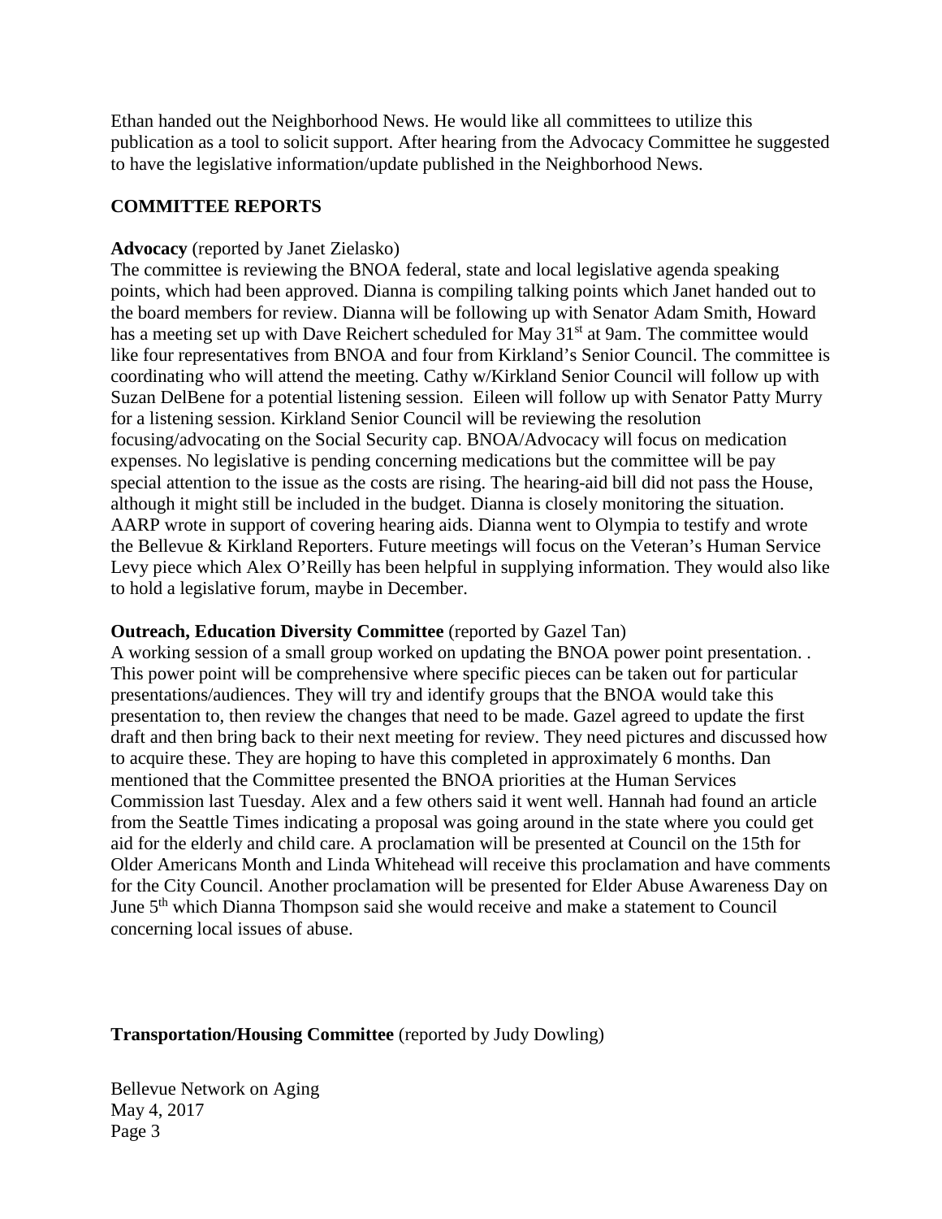Ethan handed out the Neighborhood News. He would like all committees to utilize this publication as a tool to solicit support. After hearing from the Advocacy Committee he suggested to have the legislative information/update published in the Neighborhood News.

## COMMITTEE REPORTS

**Advocacy** (reported by Janet Zielasko)
The committee is reviewing the BNOA federal, state and local legislative agenda speaking points, which had been approved. Dianna is compiling talking points which Janet handed out to the board members for review. Dianna will be following up with Senator Adam Smith, Howard has a meeting set up with Dave Reichert scheduled for May 31st at 9am. The committee would like four representatives from BNOA and four from Kirkland's Senior Council. The committee is coordinating who will attend the meeting. Cathy w/Kirkland Senior Council will follow up with Suzan DelBene for a potential listening session. Eileen will follow up with Senator Patty Murry for a listening session. Kirkland Senior Council will be reviewing the resolution focusing/advocating on the Social Security cap. BNOA/Advocacy will focus on medication expenses. No legislative is pending concerning medications but the committee will be pay special attention to the issue as the costs are rising. The hearing-aid bill did not pass the House, although it might still be included in the budget. Dianna is closely monitoring the situation. AARP wrote in support of covering hearing aids. Dianna went to Olympia to testify and wrote the Bellevue & Kirkland Reporters. Future meetings will focus on the Veteran's Human Service Levy piece which Alex O'Reilly has been helpful in supplying information. They would also like to hold a legislative forum, maybe in December.

**Outreach, Education Diversity Committee** (reported by Gazel Tan)
A working session of a small group worked on updating the BNOA power point presentation. . This power point will be comprehensive where specific pieces can be taken out for particular presentations/audiences. They will try and identify groups that the BNOA would take this presentation to, then review the changes that need to be made. Gazel agreed to update the first draft and then bring back to their next meeting for review. They need pictures and discussed how to acquire these. They are hoping to have this completed in approximately 6 months. Dan mentioned that the Committee presented the BNOA priorities at the Human Services Commission last Tuesday. Alex and a few others said it went well. Hannah had found an article from the Seattle Times indicating a proposal was going around in the state where you could get aid for the elderly and child care. A proclamation will be presented at Council on the 15th for Older Americans Month and Linda Whitehead will receive this proclamation and have comments for the City Council. Another proclamation will be presented for Elder Abuse Awareness Day on June 5th which Dianna Thompson said she would receive and make a statement to Council concerning local issues of abuse.

**Transportation/Housing Committee** (reported by Judy Dowling)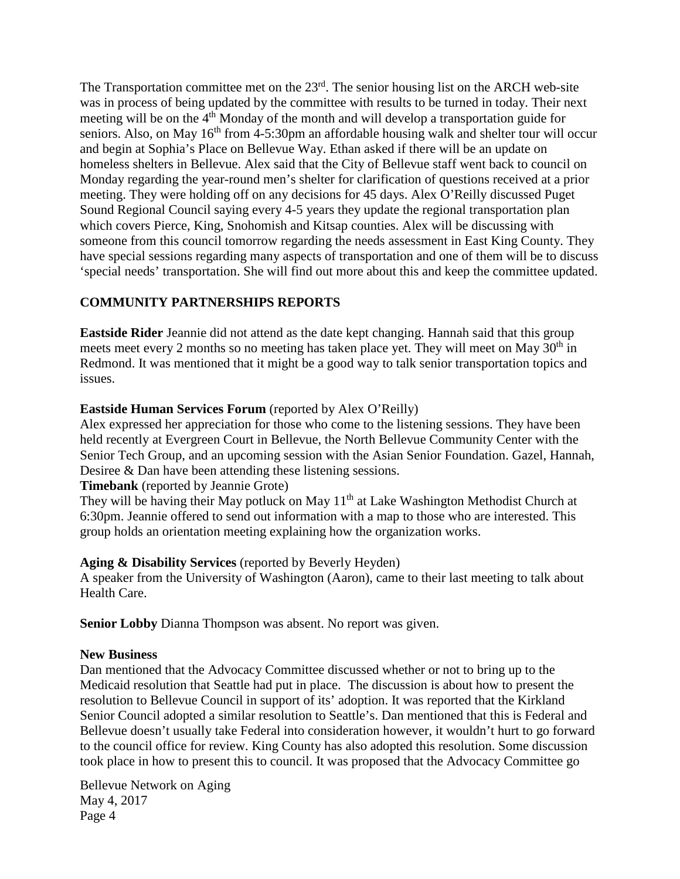The Transportation committee met on the 23rd. The senior housing list on the ARCH web-site was in process of being updated by the committee with results to be turned in today. Their next meeting will be on the 4th Monday of the month and will develop a transportation guide for seniors. Also, on May 16th from 4-5:30pm an affordable housing walk and shelter tour will occur and begin at Sophia's Place on Bellevue Way. Ethan asked if there will be an update on homeless shelters in Bellevue. Alex said that the City of Bellevue staff went back to council on Monday regarding the year-round men's shelter for clarification of questions received at a prior meeting. They were holding off on any decisions for 45 days. Alex O'Reilly discussed Puget Sound Regional Council saying every 4-5 years they update the regional transportation plan which covers Pierce, King, Snohomish and Kitsap counties. Alex will be discussing with someone from this council tomorrow regarding the needs assessment in East King County. They have special sessions regarding many aspects of transportation and one of them will be to discuss 'special needs' transportation. She will find out more about this and keep the committee updated.

## COMMUNITY PARTNERSHIPS REPORTS

**Eastside Rider** Jeannie did not attend as the date kept changing. Hannah said that this group meets meet every 2 months so no meeting has taken place yet. They will meet on May 30th in Redmond. It was mentioned that it might be a good way to talk senior transportation topics and issues.

**Eastside Human Services Forum** (reported by Alex O'Reilly)
Alex expressed her appreciation for those who come to the listening sessions. They have been held recently at Evergreen Court in Bellevue, the North Bellevue Community Center with the Senior Tech Group, and an upcoming session with the Asian Senior Foundation. Gazel, Hannah, Desiree & Dan have been attending these listening sessions.

**Timebank** (reported by Jeannie Grote)
They will be having their May potluck on May 11th at Lake Washington Methodist Church at 6:30pm. Jeannie offered to send out information with a map to those who are interested. This group holds an orientation meeting explaining how the organization works.

**Aging & Disability Services** (reported by Beverly Heyden)
A speaker from the University of Washington (Aaron), came to their last meeting to talk about Health Care.

**Senior Lobby** Dianna Thompson was absent. No report was given.

**New Business**
Dan mentioned that the Advocacy Committee discussed whether or not to bring up to the Medicaid resolution that Seattle had put in place. The discussion is about how to present the resolution to Bellevue Council in support of its' adoption. It was reported that the Kirkland Senior Council adopted a similar resolution to Seattle's. Dan mentioned that this is Federal and Bellevue doesn't usually take Federal into consideration however, it wouldn't hurt to go forward to the council office for review. King County has also adopted this resolution. Some discussion took place in how to present this to council. It was proposed that the Advocacy Committee go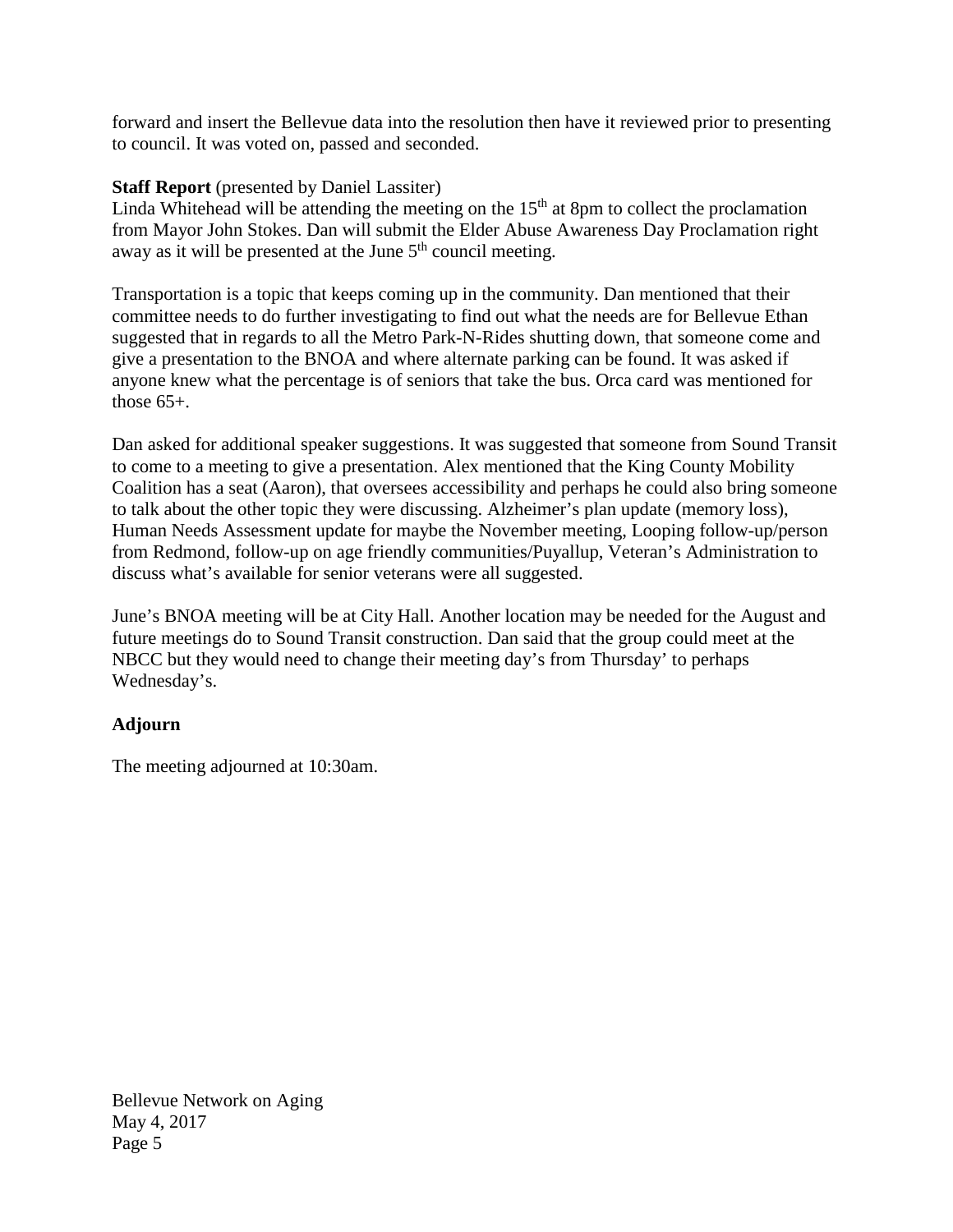forward and insert the Bellevue data into the resolution then have it reviewed prior to presenting to council. It was voted on, passed and seconded.

**Staff Report** (presented by Daniel Lassiter)
Linda Whitehead will be attending the meeting on the 15th at 8pm to collect the proclamation from Mayor John Stokes. Dan will submit the Elder Abuse Awareness Day Proclamation right away as it will be presented at the June 5th council meeting.

Transportation is a topic that keeps coming up in the community. Dan mentioned that their committee needs to do further investigating to find out what the needs are for Bellevue Ethan suggested that in regards to all the Metro Park-N-Rides shutting down, that someone come and give a presentation to the BNOA and where alternate parking can be found. It was asked if anyone knew what the percentage is of seniors that take the bus. Orca card was mentioned for those 65+.

Dan asked for additional speaker suggestions. It was suggested that someone from Sound Transit to come to a meeting to give a presentation. Alex mentioned that the King County Mobility Coalition has a seat (Aaron), that oversees accessibility and perhaps he could also bring someone to talk about the other topic they were discussing. Alzheimer's plan update (memory loss), Human Needs Assessment update for maybe the November meeting, Looping follow-up/person from Redmond, follow-up on age friendly communities/Puyallup, Veteran's Administration to discuss what's available for senior veterans were all suggested.

June's BNOA meeting will be at City Hall. Another location may be needed for the August and future meetings do to Sound Transit construction. Dan said that the group could meet at the NBCC but they would need to change their meeting day's from Thursday' to perhaps Wednesday's.

**Adjourn**

The meeting adjourned at 10:30am.

Bellevue Network on Aging
May 4, 2017